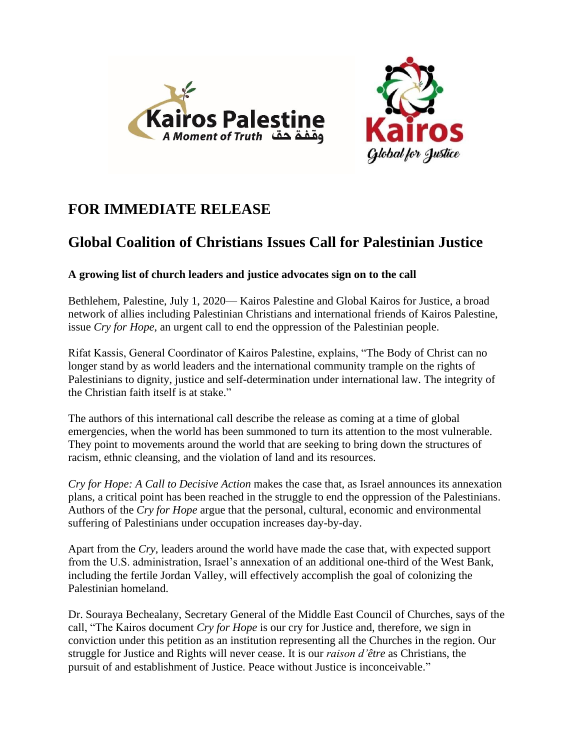Kairos Palestine
A Moment of Truth وقفة حق

Kairos
Global for Justice

# FOR IMMEDIATE RELEASE

## Global Coalition of Christians Issues Call for Palestinian Justice

**A growing list of church leaders and justice advocates sign on to the call**

Bethlehem, Palestine, July 1, 2020— Kairos Palestine and Global Kairos for Justice, a broad network of allies including Palestinian Christians and international friends of Kairos Palestine, issue *Cry for Hope*, an urgent call to end the oppression of the Palestinian people.

Rifat Kassis, General Coordinator of Kairos Palestine, explains, "The Body of Christ can no longer stand by as world leaders and the international community trample on the rights of Palestinians to dignity, justice and self-determination under international law. The integrity of the Christian faith itself is at stake."

The authors of this international call describe the release as coming at a time of global emergencies, when the world has been summoned to turn its attention to the most vulnerable. They point to movements around the world that are seeking to bring down the structures of racism, ethnic cleansing, and the violation of land and its resources.

*Cry for Hope: A Call to Decisive Action* makes the case that, as Israel announces its annexation plans, a critical point has been reached in the struggle to end the oppression of the Palestinians. Authors of the *Cry for Hope* argue that the personal, cultural, economic and environmental suffering of Palestinians under occupation increases day-by-day.

Apart from the *Cry*, leaders around the world have made the case that, with expected support from the U.S. administration, Israel's annexation of an additional one-third of the West Bank, including the fertile Jordan Valley, will effectively accomplish the goal of colonizing the Palestinian homeland.

Dr. Souraya Bechealany, Secretary General of the Middle East Council of Churches, says of the call, "The Kairos document *Cry for Hope* is our cry for Justice and, therefore, we sign in conviction under this petition as an institution representing all the Churches in the region. Our struggle for Justice and Rights will never cease. It is our *raison d'être* as Christians, the pursuit of and establishment of Justice. Peace without Justice is inconceivable."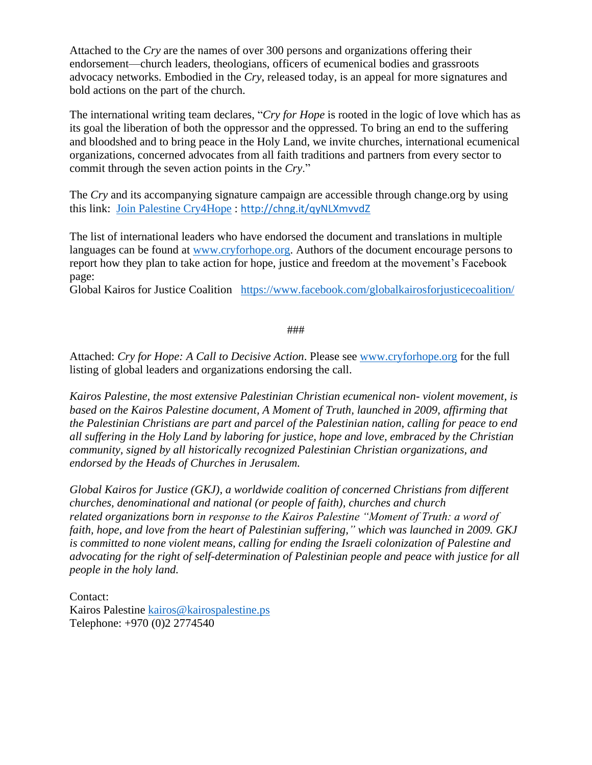Attached to the *Cry* are the names of over 300 persons and organizations offering their endorsement—church leaders, theologians, officers of ecumenical bodies and grassroots advocacy networks. Embodied in the *Cry*, released today, is an appeal for more signatures and bold actions on the part of the church.

The international writing team declares, "*Cry for Hope* is rooted in the logic of love which has as its goal the liberation of both the oppressor and the oppressed. To bring an end to the suffering and bloodshed and to bring peace in the Holy Land, we invite churches, international ecumenical organizations, concerned advocates from all faith traditions and partners from every sector to commit through the seven action points in the *Cry*."

The *Cry* and its accompanying signature campaign are accessible through change.org by using this link: [Join Palestine Cry4Hope](http://chng.it/qyNLXmvvdZ) : http://chng.it/qyNLXmvvdZ

The list of international leaders who have endorsed the document and translations in multiple languages can be found at [www.cryforhope.org](http://www.cryforhope.org). Authors of the document encourage persons to report how they plan to take action for hope, justice and freedom at the movement's Facebook page:
Global Kairos for Justice Coalition https://www.facebook.com/globalkairosforjusticecoalition/

###

Attached: *Cry for Hope: A Call to Decisive Action*. Please see [www.cryforhope.org](http://www.cryforhope.org) for the full listing of global leaders and organizations endorsing the call.

*Kairos Palestine, the most extensive Palestinian Christian ecumenical non- violent movement, is based on the Kairos Palestine document, A Moment of Truth, launched in 2009, affirming that the Palestinian Christians are part and parcel of the Palestinian nation, calling for peace to end all suffering in the Holy Land by laboring for justice, hope and love, embraced by the Christian community, signed by all historically recognized Palestinian Christian organizations, and endorsed by the Heads of Churches in Jerusalem.*

*Global Kairos for Justice (GKJ), a worldwide coalition of concerned Christians from different churches, denominational and national (or people of faith), churches and church related organizations born in response to the Kairos Palestine "Moment of Truth: a word of faith, hope, and love from the heart of Palestinian suffering," which was launched in 2009. GKJ is committed to none violent means, calling for ending the Israeli colonization of Palestine and advocating for the right of self-determination of Palestinian people and peace with justice for all people in the holy land.*

Contact:
Kairos Palestine [kairos@kairospalestine.ps](mailto:kairos@kairospalestine.ps)
Telephone: +970 (0)2 2774540